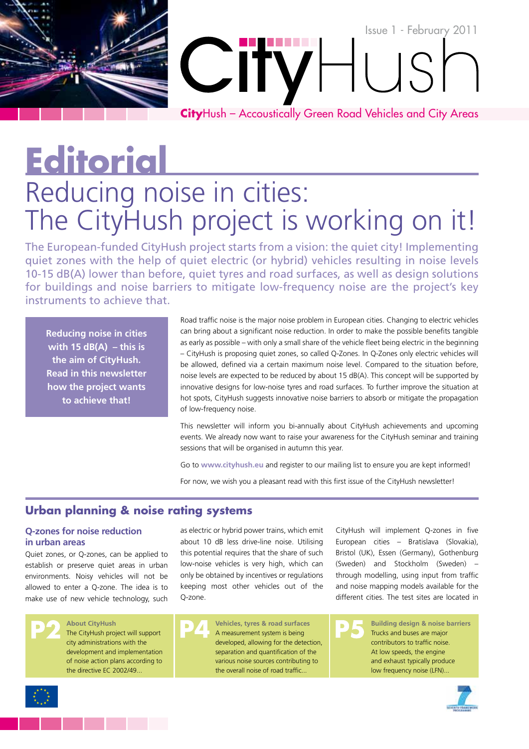Issue 1 - February 2011

# CityHush

**City**Hush – Accoustically Green Road Vehicles and City Areas

# Editorial

## Reducing noise in cities: The CityHush project is working on it!

The European-funded CityHush project starts from a vision: the quiet city! Implementing quiet zones with the help of quiet electric (or hybrid) vehicles resulting in noise levels 10-15 dB(A) lower than before, quiet tyres and road surfaces, as well as design solutions for buildings and noise barriers to mitigate low-frequency noise are the project's key instruments to achieve that.

**Reducing noise in cities with 15 dB(A) – this is the aim of CityHush. Read in this newsletter how the project wants to achieve that!**

Road traffic noise is the major noise problem in European cities. Changing to electric vehicles can bring about a significant noise reduction. In order to make the possible benefits tangible as early as possible – with only a small share of the vehicle fleet being electric in the beginning – CityHush is proposing quiet zones, so called Q-Zones. In Q-Zones only electric vehicles will be allowed, defined via a certain maximum noise level. Compared to the situation before, noise levels are expected to be reduced by about 15 dB(A). This concept will be supported by innovative designs for low-noise tyres and road surfaces. To further improve the situation at hot spots, CityHush suggests innovative noise barriers to absorb or mitigate the propagation of low-frequency noise.

This newsletter will inform you bi-annually about CityHush achievements and upcoming events. We already now want to raise your awareness for the CityHush seminar and training sessions that will be organised in autumn this year.

Go to **www.cityhush.eu** and register to our mailing list to ensure you are kept informed!

For now, we wish you a pleasant read with this first issue of the CityHush newsletter!

## Urban planning & noise rating systems

### Q-zones for noise reduction in urban areas

Quiet zones, or Q-zones, can be applied to establish or preserve quiet areas in urban environments. Noisy vehicles will not be allowed to enter a Q-zone. The idea is to make use of new vehicle technology, such as electric or hybrid power trains, which emit about 10 dB less drive-line noise. Utilising this potential requires that the share of such low-noise vehicles is very high, which can only be obtained by incentives or regulations keeping most other vehicles out of the Q-zone.

CityHush will implement Q-zones in five European cities – Bratislava (Slovakia), Bristol (UK), Essen (Germany), Gothenburg (Sweden) and Stockholm (Sweden) – through modelling, using input from traffic and noise mapping models available for the different cities. The test sites are located in

**P2** **About CityHush**
The CityHush project will support city administrations with the development and implementation of noise action plans according to the directive EC 2002/49...

**P4** **Vehicles, tyres & road surfaces**
A measurement system is being developed, allowing for the detection, separation and quantification of the various noise sources contributing to the overall noise of road traffic...

**P5** **Building design & noise barriers**
Trucks and buses are major contributors to traffic noise. At low speeds, the engine and exhaust typically produce low frequency noise (LFN)...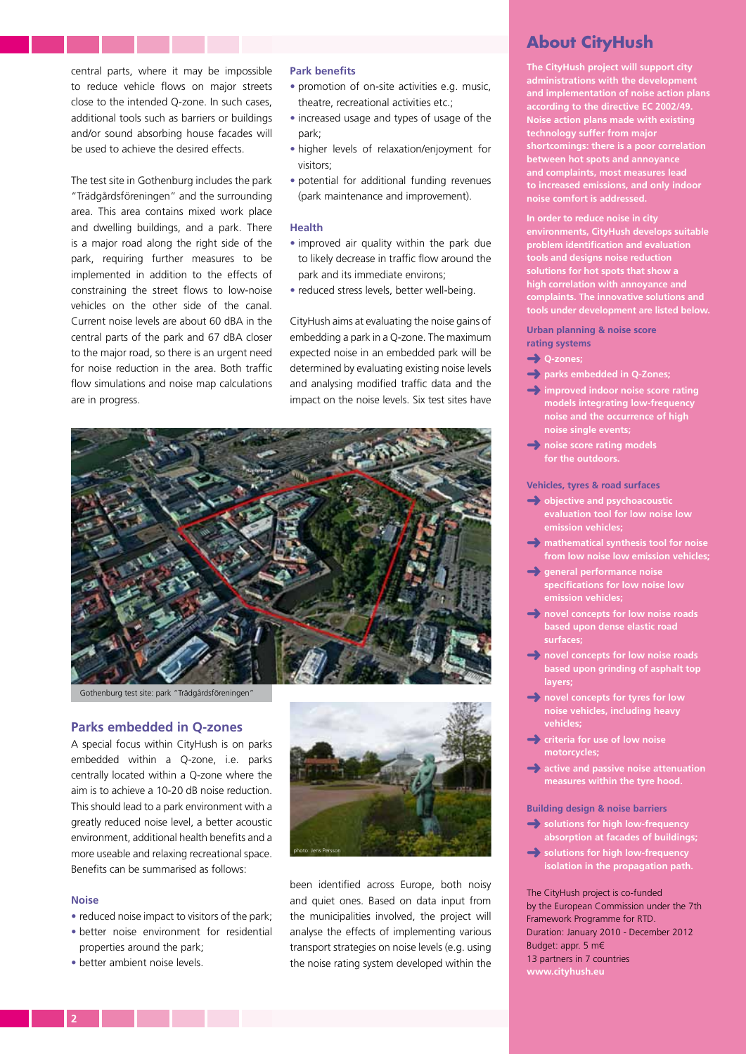central parts, where it may be impossible to reduce vehicle flows on major streets close to the intended Q-zone. In such cases, additional tools such as barriers or buildings and/or sound absorbing house facades will be used to achieve the desired effects.

The test site in Gothenburg includes the park "Trädgårdsföreningen" and the surrounding area. This area contains mixed work place and dwelling buildings, and a park. There is a major road along the right side of the park, requiring further measures to be implemented in addition to the effects of constraining the street flows to low-noise vehicles on the other side of the canal. Current noise levels are about 60 dBA in the central parts of the park and 67 dBA closer to the major road, so there is an urgent need for noise reduction in the area. Both traffic flow simulations and noise map calculations are in progress.

### Park benefits

- promotion of on-site activities e.g. music, theatre, recreational activities etc.;
- increased usage and types of usage of the park;
- higher levels of relaxation/enjoyment for visitors;
- potential for additional funding revenues (park maintenance and improvement).

### Health

- improved air quality within the park due to likely decrease in traffic flow around the park and its immediate environs;
- reduced stress levels, better well-being.

CityHush aims at evaluating the noise gains of embedding a park in a Q-zone. The maximum expected noise in an embedded park will be determined by evaluating existing noise levels and analysing modified traffic data and the impact on the noise levels. Six test sites have been identified across Europe, both noisy and quiet ones. Based on data input from the municipalities involved, the project will analyse the effects of implementing various transport strategies on noise levels (e.g. using the noise rating system developed within the

Gothenburg test site: park "Trädgårdsföreningen"

## Parks embedded in Q-zones

A special focus within CityHush is on parks embedded within a Q-zone, i.e. parks centrally located within a Q-zone where the aim is to achieve a 10-20 dB noise reduction. This should lead to a park environment with a greatly reduced noise level, a better acoustic environment, additional health benefits and a more useable and relaxing recreational space. Benefits can be summarised as follows:

photo: Jens Persson

### Noise

- reduced noise impact to visitors of the park;
- better noise environment for residential properties around the park;
- better ambient noise levels.

## About CityHush

**The CityHush project will support city administrations with the development and implementation of noise action plans according to the directive EC 2002/49. Noise action plans made with existing technology suffer from major shortcomings: there is a poor correlation between hot spots and annoyance and complaints, most measures lead to increased emissions, and only indoor noise comfort is addressed.**

**In order to reduce noise in city environments, CityHush develops suitable problem identification and evaluation tools and designs noise reduction solutions for hot spots that show a high correlation with annoyance and complaints. The innovative solutions and tools under development are listed below.**

### Urban planning & noise score rating systems

- Q-zones;
- parks embedded in Q-Zones;
- improved indoor noise score rating models integrating low-frequency noise and the occurrence of high noise single events;
- noise score rating models for the outdoors.

### Vehicles, tyres & road surfaces

- objective and psychoacoustic evaluation tool for low noise low emission vehicles;
- mathematical synthesis tool for noise from low noise low emission vehicles;
- general performance noise specifications for low noise low emission vehicles;
- novel concepts for low noise roads based upon dense elastic road surfaces;
- novel concepts for low noise roads based upon grinding of asphalt top layers;
- novel concepts for tyres for low noise vehicles, including heavy vehicles;
- criteria for use of low noise motorcycles;
- active and passive noise attenuation measures within the tyre hood.

### Building design & noise barriers

- solutions for high low-frequency absorption at facades of buildings;
- solutions for high low-frequency isolation in the propagation path.

The CityHush project is co-funded by the European Commission under the 7th Framework Programme for RTD.
Duration: January 2010 - December 2012
Budget: appr. 5 m€
13 partners in 7 countries
**www.cityhush.eu**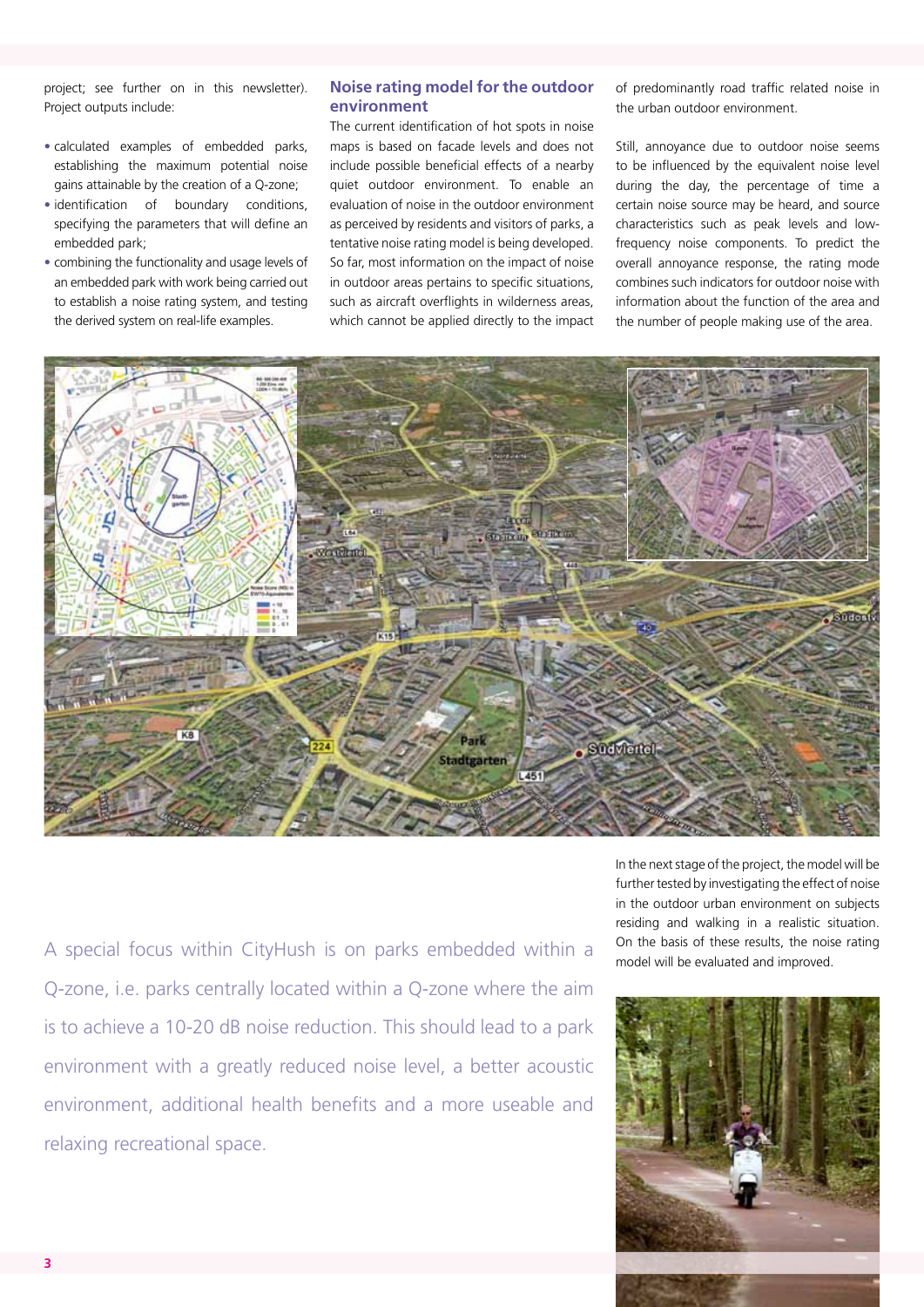project; see further on in this newsletter). Project outputs include:

- calculated examples of embedded parks, establishing the maximum potential noise gains attainable by the creation of a Q-zone;
- identification of boundary conditions, specifying the parameters that will define an embedded park;
- combining the functionality and usage levels of an embedded park with work being carried out to establish a noise rating system, and testing the derived system on real-life examples.

## Noise rating model for the outdoor environment

The current identification of hot spots in noise maps is based on facade levels and does not include possible beneficial effects of a nearby quiet outdoor environment. To enable an evaluation of noise in the outdoor environment as perceived by residents and visitors of parks, a tentative noise rating model is being developed. So far, most information on the impact of noise in outdoor areas pertains to specific situations, such as aircraft overflights in wilderness areas, which cannot be applied directly to the impact of predominantly road traffic related noise in the urban outdoor environment.

Still, annoyance due to outdoor noise seems to be influenced by the equivalent noise level during the day, the percentage of time a certain noise source may be heard, and source characteristics such as peak levels and low-frequency noise components. To predict the overall annoyance response, the rating mode combines such indicators for outdoor noise with information about the function of the area and the number of people making use of the area.

A special focus within CityHush is on parks embedded within a Q-zone, i.e. parks centrally located within a Q-zone where the aim is to achieve a 10-20 dB noise reduction. This should lead to a park environment with a greatly reduced noise level, a better acoustic environment, additional health benefits and a more useable and relaxing recreational space.

In the next stage of the project, the model will be further tested by investigating the effect of noise in the outdoor urban environment on subjects residing and walking in a realistic situation. On the basis of these results, the noise rating model will be evaluated and improved.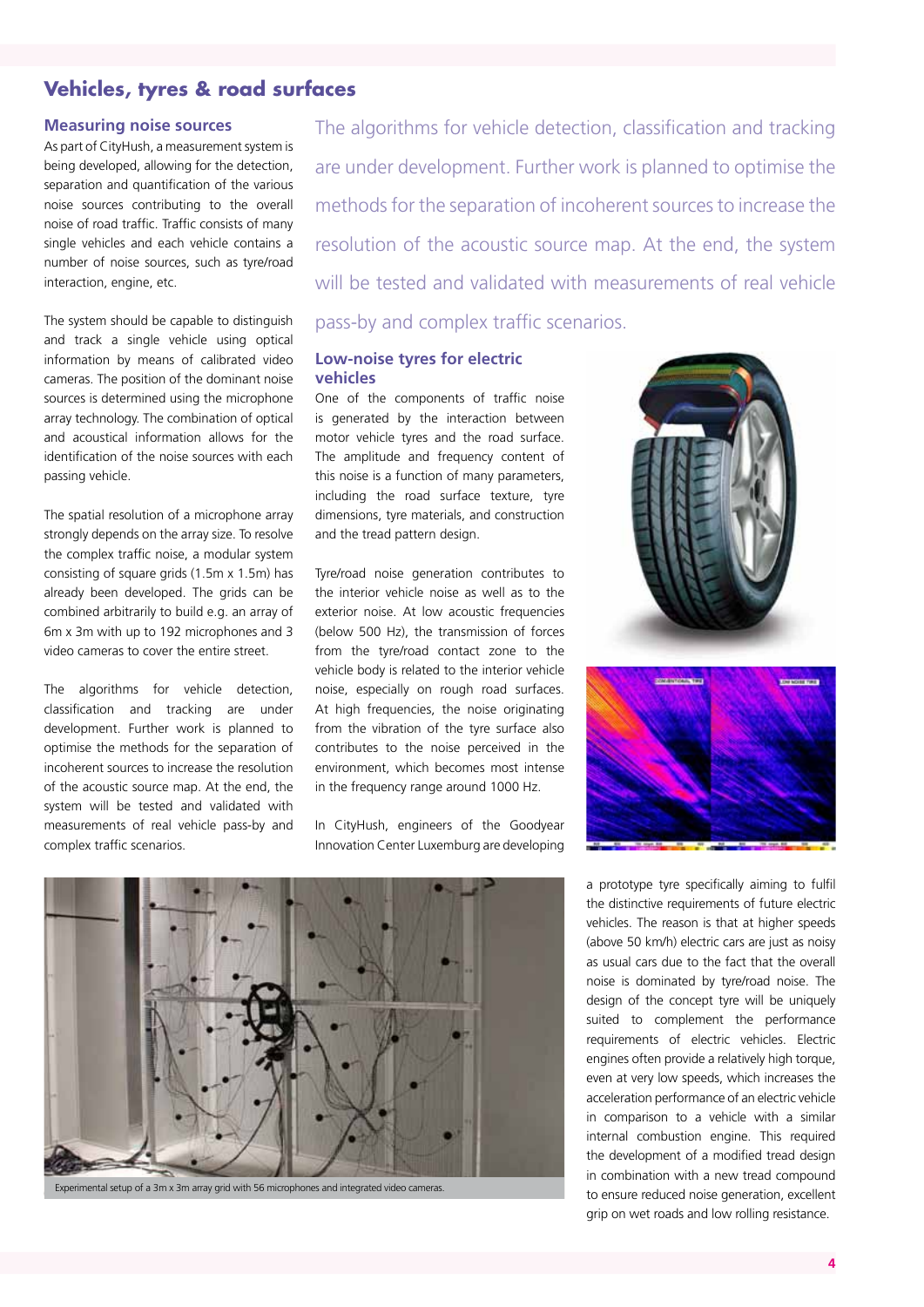## Vehicles, tyres & road surfaces

### Measuring noise sources

As part of CityHush, a measurement system is being developed, allowing for the detection, separation and quantification of the various noise sources contributing to the overall noise of road traffic. Traffic consists of many single vehicles and each vehicle contains a number of noise sources, such as tyre/road interaction, engine, etc.

The system should be capable to distinguish and track a single vehicle using optical information by means of calibrated video cameras. The position of the dominant noise sources is determined using the microphone array technology. The combination of optical and acoustical information allows for the identification of the noise sources with each passing vehicle.

The spatial resolution of a microphone array strongly depends on the array size. To resolve the complex traffic noise, a modular system consisting of square grids (1.5m x 1.5m) has already been developed. The grids can be combined arbitrarily to build e.g. an array of 6m x 3m with up to 192 microphones and 3 video cameras to cover the entire street.

The algorithms for vehicle detection, classification and tracking are under development. Further work is planned to optimise the methods for the separation of incoherent sources to increase the resolution of the acoustic source map. At the end, the system will be tested and validated with measurements of real vehicle pass-by and complex traffic scenarios.

> The algorithms for vehicle detection, classification and tracking are under development. Further work is planned to optimise the methods for the separation of incoherent sources to increase the resolution of the acoustic source map. At the end, the system will be tested and validated with measurements of real vehicle pass-by and complex traffic scenarios.

Experimental setup of a 3m x 3m array grid with 56 microphones and integrated video cameras.

### Low-noise tyres for electric vehicles

One of the components of traffic noise is generated by the interaction between motor vehicle tyres and the road surface. The amplitude and frequency content of this noise is a function of many parameters, including the road surface texture, tyre dimensions, tyre materials, and construction and the tread pattern design.

Tyre/road noise generation contributes to the interior vehicle noise as well as to the exterior noise. At low acoustic frequencies (below 500 Hz), the transmission of forces from the tyre/road contact zone to the vehicle body is related to the interior vehicle noise, especially on rough road surfaces. At high frequencies, the noise originating from the vibration of the tyre surface also contributes to the noise perceived in the environment, which becomes most intense in the frequency range around 1000 Hz.

In CityHush, engineers of the Goodyear Innovation Center Luxemburg are developing a prototype tyre specifically aiming to fulfil the distinctive requirements of future electric vehicles. The reason is that at higher speeds (above 50 km/h) electric cars are just as noisy as usual cars due to the fact that the overall noise is dominated by tyre/road noise. The design of the concept tyre will be uniquely suited to complement the performance requirements of electric vehicles. Electric engines often provide a relatively high torque, even at very low speeds, which increases the acceleration performance of an electric vehicle in comparison to a vehicle with a similar internal combustion engine. This required the development of a modified tread design in combination with a new tread compound to ensure reduced noise generation, excellent grip on wet roads and low rolling resistance.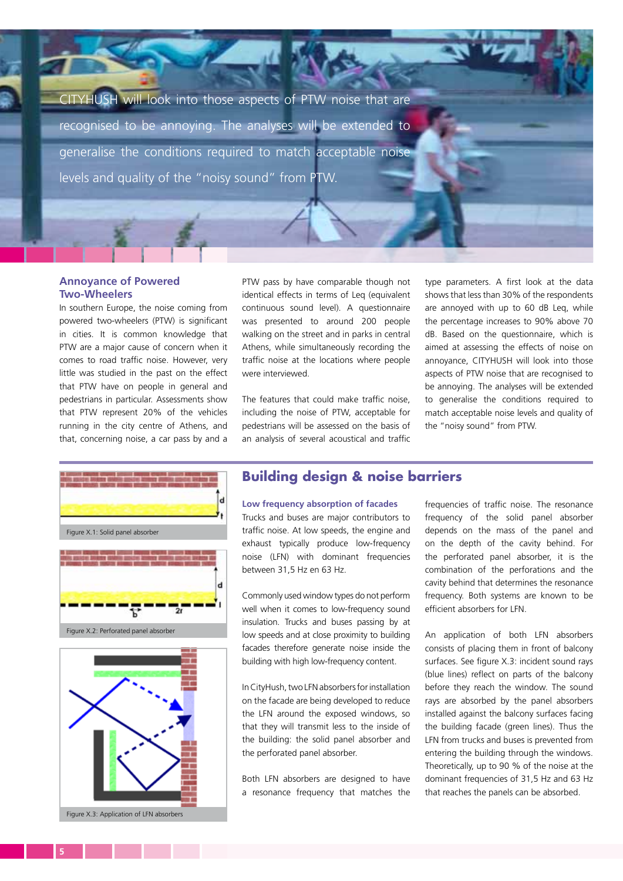CITYHUSH will look into those aspects of PTW noise that are recognised to be annoying. The analyses will be extended to generalise the conditions required to match acceptable noise levels and quality of the "noisy sound" from PTW.

## Annoyance of Powered Two-Wheelers

In southern Europe, the noise coming from powered two-wheelers (PTW) is significant in cities. It is common knowledge that PTW are a major cause of concern when it comes to road traffic noise. However, very little was studied in the past on the effect that PTW have on people in general and pedestrians in particular. Assessments show that PTW represent 20% of the vehicles running in the city centre of Athens, and that, concerning noise, a car pass by and a PTW pass by have comparable though not identical effects in terms of Leq (equivalent continuous sound level). A questionnaire was presented to around 200 people walking on the street and in parks in central Athens, while simultaneously recording the traffic noise at the locations where people were interviewed.

The features that could make traffic noise, including the noise of PTW, acceptable for pedestrians will be assessed on the basis of an analysis of several acoustical and traffic type parameters. A first look at the data shows that less than 30% of the respondents are annoyed with up to 60 dB Leq, while the percentage increases to 90% above 70 dB. Based on the questionnaire, which is aimed at assessing the effects of noise on annoyance, CITYHUSH will look into those aspects of PTW noise that are recognised to be annoying. The analyses will be extended to generalise the conditions required to match acceptable noise levels and quality of the "noisy sound" from PTW.

## Building design & noise barriers

Figure X.1: Solid panel absorber

Figure X.2: Perforated panel absorber

Figure X.3: Application of LFN absorbers

### Low frequency absorption of facades

Trucks and buses are major contributors to traffic noise. At low speeds, the engine and exhaust typically produce low-frequency noise (LFN) with dominant frequencies between 31,5 Hz en 63 Hz.

Commonly used window types do not perform well when it comes to low-frequency sound insulation. Trucks and buses passing by at low speeds and at close proximity to building facades therefore generate noise inside the building with high low-frequency content.

In CityHush, two LFN absorbers for installation on the facade are being developed to reduce the LFN around the exposed windows, so that they will transmit less to the inside of the building: the solid panel absorber and the perforated panel absorber.

Both LFN absorbers are designed to have a resonance frequency that matches the frequencies of traffic noise. The resonance frequency of the solid panel absorber depends on the mass of the panel and on the depth of the cavity behind. For the perforated panel absorber, it is the combination of the perforations and the cavity behind that determines the resonance frequency. Both systems are known to be efficient absorbers for LFN.

An application of both LFN absorbers consists of placing them in front of balcony surfaces. See figure X.3: incident sound rays (blue lines) reflect on parts of the balcony before they reach the window. The sound rays are absorbed by the panel absorbers installed against the balcony surfaces facing the building facade (green lines). Thus the LFN from trucks and buses is prevented from entering the building through the windows. Theoretically, up to 90 % of the noise at the dominant frequencies of 31,5 Hz and 63 Hz that reaches the panels can be absorbed.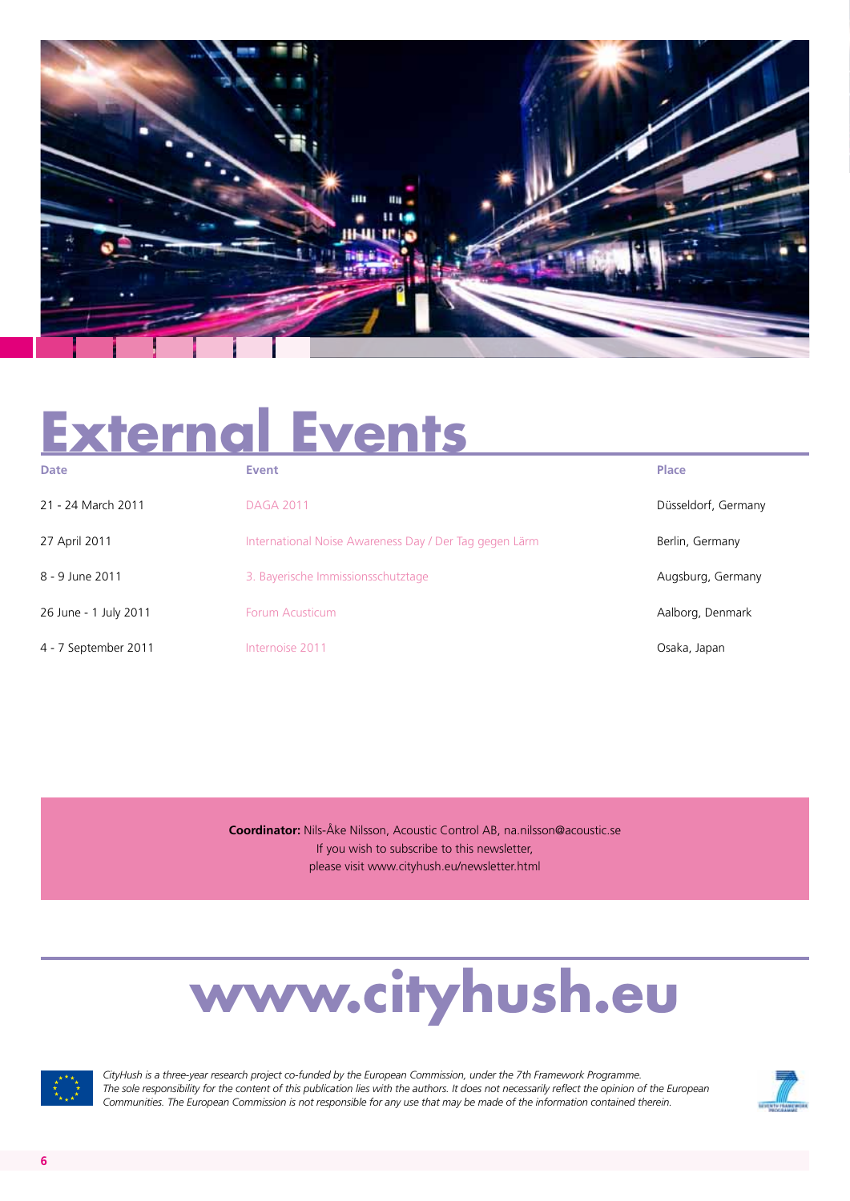# External Events

| Date | Event | Place |
|---|---|---|
| 21 - 24 March 2011 | DAGA 2011 | Düsseldorf, Germany |
| 27 April 2011 | International Noise Awareness Day / Der Tag gegen Lärm | Berlin, Germany |
| 8 - 9 June 2011 | 3. Bayerische Immissionsschutztage | Augsburg, Germany |
| 26 June - 1 July 2011 | Forum Acusticum | Aalborg, Denmark |
| 4 - 7 September 2011 | Internoise 2011 | Osaka, Japan |

**Coordinator:** Nils-Åke Nilsson, Acoustic Control AB, na.nilsson@acoustic.se
If you wish to subscribe to this newsletter,
please visit www.cityhush.eu/newsletter.html

# www.cityhush.eu

*CityHush is a three-year research project co-funded by the European Commission, under the 7th Framework Programme. The sole responsibility for the content of this publication lies with the authors. It does not necessarily reflect the opinion of the European Communities. The European Commission is not responsible for any use that may be made of the information contained therein.*